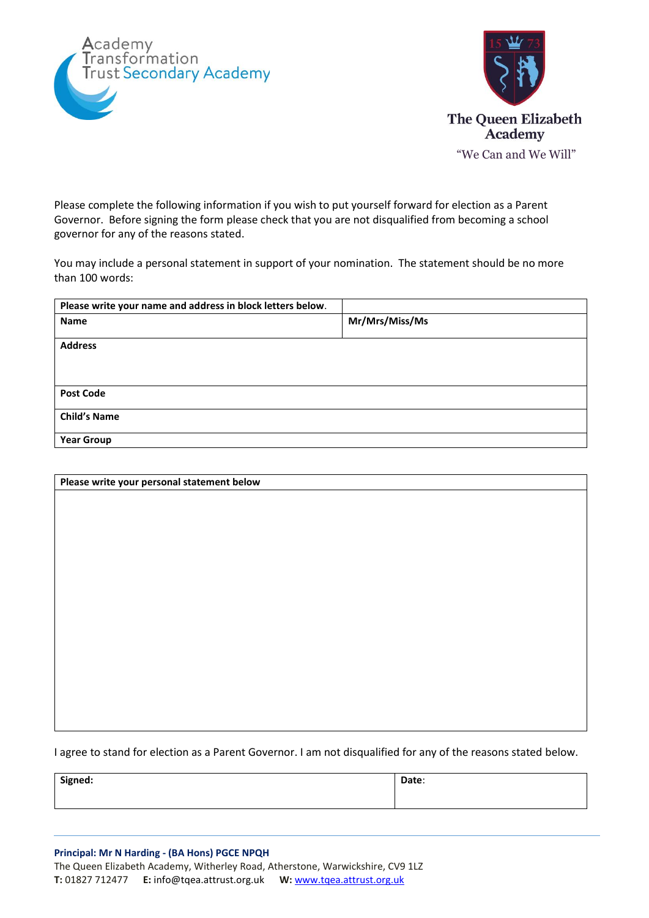Academy Transformation Trust Secondary Academy

**The Queen Elizabeth Academy**

"We Can and We Will"

Please complete the following information if you wish to put yourself forward for election as a Parent Governor. Before signing the form please check that you are not disqualified from becoming a school governor for any of the reasons stated.

You may include a personal statement in support of your nomination. The statement should be no more than 100 words:

| **Please write your name and address in block letters below.** | |
|---|---|
| **Name** | **Mr/Mrs/Miss/Ms** |
| **Address** | |
| **Post Code** | |
| **Child's Name** | |
| **Year Group** | |

| **Please write your personal statement below** |
|---|
| |

I agree to stand for election as a Parent Governor. I am not disqualified for any of the reasons stated below.

| **Signed:** | **Date**: |
|---|---|
| | |

**Principal: Mr N Harding - (BA Hons) PGCE NPQH**
The Queen Elizabeth Academy, Witherley Road, Atherstone, Warwickshire, CV9 1LZ
**T:** 01827 712477 **E:** info@tqea.attrust.org.uk **W:** www.tqea.attrust.org.uk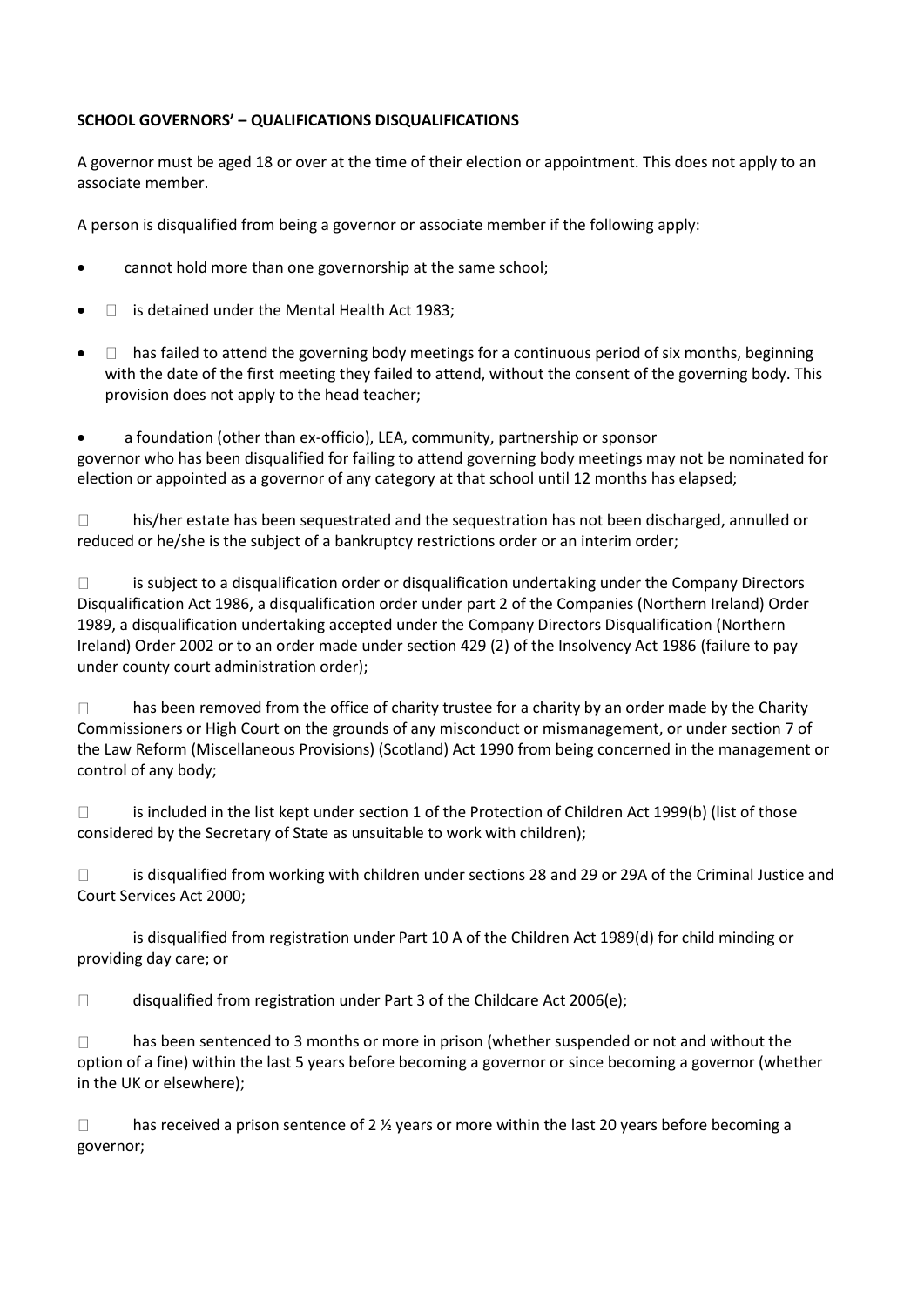**SCHOOL GOVERNORS' – QUALIFICATIONS DISQUALIFICATIONS**

A governor must be aged 18 or over at the time of their election or appointment. This does not apply to an associate member.

A person is disqualified from being a governor or associate member if the following apply:

- cannot hold more than one governorship at the same school;
- is detained under the Mental Health Act 1983;
- has failed to attend the governing body meetings for a continuous period of six months, beginning with the date of the first meeting they failed to attend, without the consent of the governing body. This provision does not apply to the head teacher;
- a foundation (other than ex-officio), LEA, community, partnership or sponsor governor who has been disqualified for failing to attend governing body meetings may not be nominated for election or appointed as a governor of any category at that school until 12 months has elapsed;
- his/her estate has been sequestrated and the sequestration has not been discharged, annulled or reduced or he/she is the subject of a bankruptcy restrictions order or an interim order;
- is subject to a disqualification order or disqualification undertaking under the Company Directors Disqualification Act 1986, a disqualification order under part 2 of the Companies (Northern Ireland) Order 1989, a disqualification undertaking accepted under the Company Directors Disqualification (Northern Ireland) Order 2002 or to an order made under section 429 (2) of the Insolvency Act 1986 (failure to pay under county court administration order);
- has been removed from the office of charity trustee for a charity by an order made by the Charity Commissioners or High Court on the grounds of any misconduct or mismanagement, or under section 7 of the Law Reform (Miscellaneous Provisions) (Scotland) Act 1990 from being concerned in the management or control of any body;
- is included in the list kept under section 1 of the Protection of Children Act 1999(b) (list of those considered by the Secretary of State as unsuitable to work with children);
- is disqualified from working with children under sections 28 and 29 or 29A of the Criminal Justice and Court Services Act 2000;
- is disqualified from registration under Part 10 A of the Children Act 1989(d) for child minding or providing day care; or
- disqualified from registration under Part 3 of the Childcare Act 2006(e);
- has been sentenced to 3 months or more in prison (whether suspended or not and without the option of a fine) within the last 5 years before becoming a governor or since becoming a governor (whether in the UK or elsewhere);
- has received a prison sentence of 2 ½ years or more within the last 20 years before becoming a governor;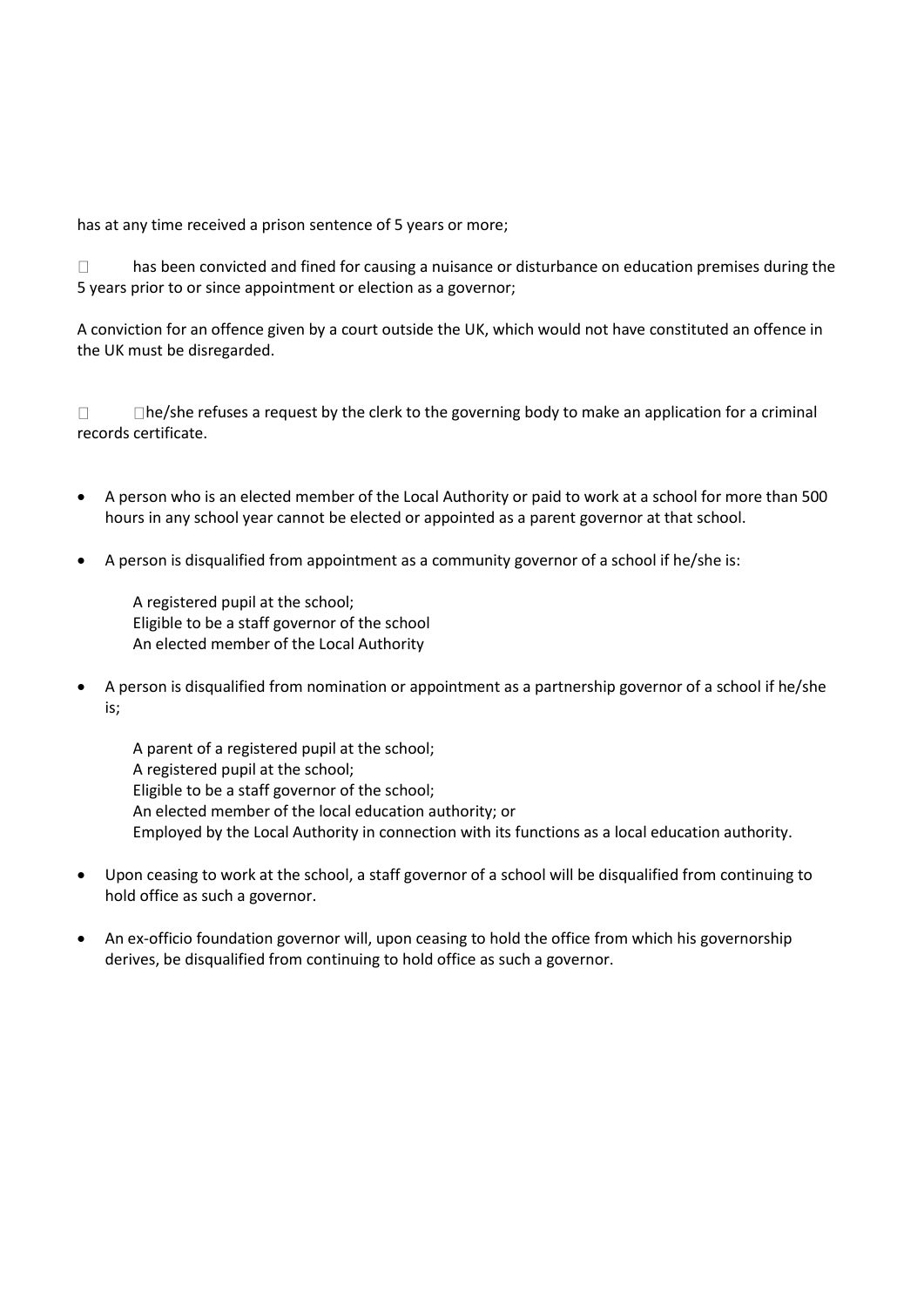has at any time received a prison sentence of 5 years or more;

- has been convicted and fined for causing a nuisance or disturbance on education premises during the 5 years prior to or since appointment or election as a governor;

A conviction for an offence given by a court outside the UK, which would not have constituted an offence in the UK must be disregarded.

- he/she refuses a request by the clerk to the governing body to make an application for a criminal records certificate.

- A person who is an elected member of the Local Authority or paid to work at a school for more than 500 hours in any school year cannot be elected or appointed as a parent governor at that school.

- A person is disqualified from appointment as a community governor of a school if he/she is:

  A registered pupil at the school;
  Eligible to be a staff governor of the school
  An elected member of the Local Authority

- A person is disqualified from nomination or appointment as a partnership governor of a school if he/she is;

  A parent of a registered pupil at the school;
  A registered pupil at the school;
  Eligible to be a staff governor of the school;
  An elected member of the local education authority; or
  Employed by the Local Authority in connection with its functions as a local education authority.

- Upon ceasing to work at the school, a staff governor of a school will be disqualified from continuing to hold office as such a governor.

- An ex-officio foundation governor will, upon ceasing to hold the office from which his governorship derives, be disqualified from continuing to hold office as such a governor.